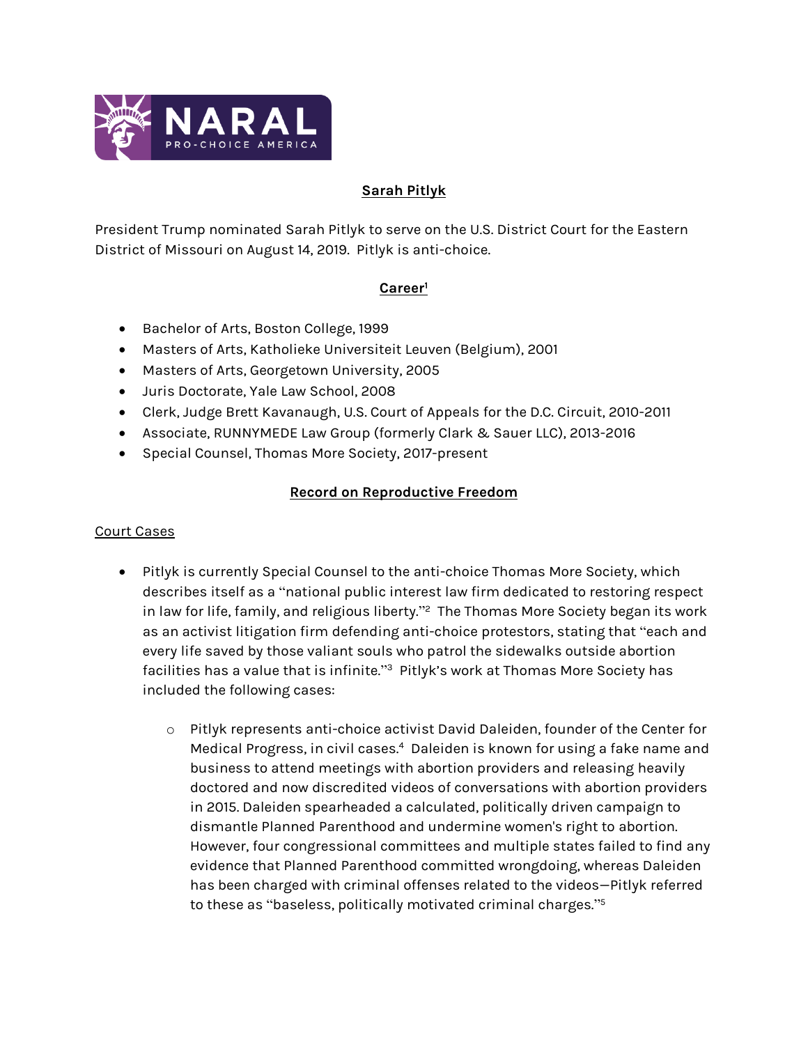NARAL PRO-CHOICE AMERICA

# Sarah Pitlyk

President Trump nominated Sarah Pitlyk to serve on the U.S. District Court for the Eastern District of Missouri on August 14, 2019. Pitlyk is anti-choice.

## Career[1]

- Bachelor of Arts, Boston College, 1999
- Masters of Arts, Katholieke Universiteit Leuven (Belgium), 2001
- Masters of Arts, Georgetown University, 2005
- Juris Doctorate, Yale Law School, 2008
- Clerk, Judge Brett Kavanaugh, U.S. Court of Appeals for the D.C. Circuit, 2010-2011
- Associate, RUNNYMEDE Law Group (formerly Clark & Sauer LLC), 2013-2016
- Special Counsel, Thomas More Society, 2017-present

## Record on Reproductive Freedom

### Court Cases

- Pitlyk is currently Special Counsel to the anti-choice Thomas More Society, which describes itself as a "national public interest law firm dedicated to restoring respect in law for life, family, and religious liberty."[2] The Thomas More Society began its work as an activist litigation firm defending anti-choice protestors, stating that "each and every life saved by those valiant souls who patrol the sidewalks outside abortion facilities has a value that is infinite."[3] Pitlyk's work at Thomas More Society has included the following cases:
    - Pitlyk represents anti-choice activist David Daleiden, founder of the Center for Medical Progress, in civil cases.[4] Daleiden is known for using a fake name and business to attend meetings with abortion providers and releasing heavily doctored and now discredited videos of conversations with abortion providers in 2015. Daleiden spearheaded a calculated, politically driven campaign to dismantle Planned Parenthood and undermine women's right to abortion. However, four congressional committees and multiple states failed to find any evidence that Planned Parenthood committed wrongdoing, whereas Daleiden has been charged with criminal offenses related to the videos—Pitlyk referred to these as "baseless, politically motivated criminal charges."[5]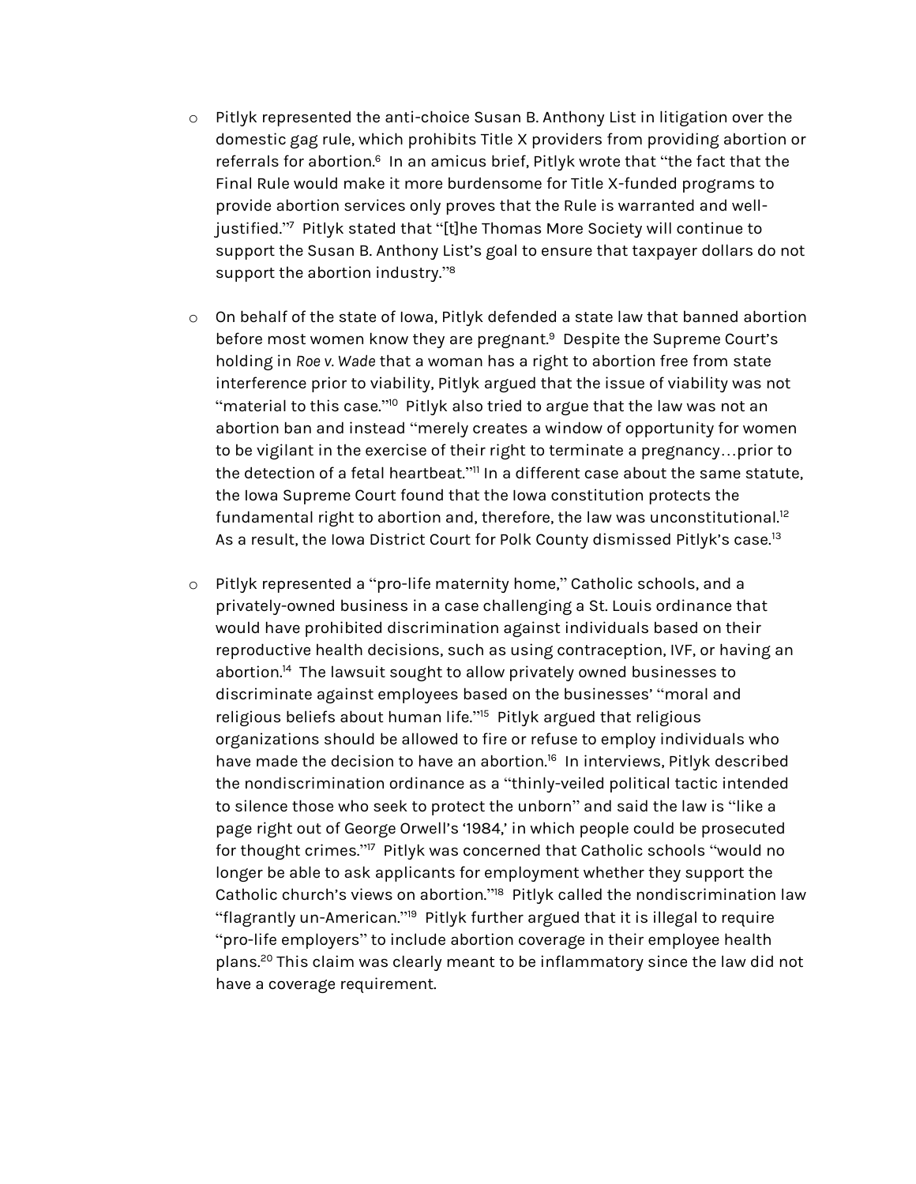- Pitlyk represented the anti-choice Susan B. Anthony List in litigation over the domestic gag rule, which prohibits Title X providers from providing abortion or referrals for abortion.[6] In an amicus brief, Pitlyk wrote that "the fact that the Final Rule would make it more burdensome for Title X-funded programs to provide abortion services only proves that the Rule is warranted and well-justified."[7] Pitlyk stated that "[t]he Thomas More Society will continue to support the Susan B. Anthony List's goal to ensure that taxpayer dollars do not support the abortion industry."[8]

- On behalf of the state of Iowa, Pitlyk defended a state law that banned abortion before most women know they are pregnant.[9] Despite the Supreme Court's holding in *Roe v. Wade* that a woman has a right to abortion free from state interference prior to viability, Pitlyk argued that the issue of viability was not "material to this case."[10] Pitlyk also tried to argue that the law was not an abortion ban and instead "merely creates a window of opportunity for women to be vigilant in the exercise of their right to terminate a pregnancy…prior to the detection of a fetal heartbeat."[11] In a different case about the same statute, the Iowa Supreme Court found that the Iowa constitution protects the fundamental right to abortion and, therefore, the law was unconstitutional.[12] As a result, the Iowa District Court for Polk County dismissed Pitlyk's case.[13]

- Pitlyk represented a "pro-life maternity home," Catholic schools, and a privately-owned business in a case challenging a St. Louis ordinance that would have prohibited discrimination against individuals based on their reproductive health decisions, such as using contraception, IVF, or having an abortion.[14] The lawsuit sought to allow privately owned businesses to discriminate against employees based on the businesses' "moral and religious beliefs about human life."[15] Pitlyk argued that religious organizations should be allowed to fire or refuse to employ individuals who have made the decision to have an abortion.[16] In interviews, Pitlyk described the nondiscrimination ordinance as a "thinly-veiled political tactic intended to silence those who seek to protect the unborn" and said the law is "like a page right out of George Orwell's '1984,' in which people could be prosecuted for thought crimes."[17] Pitlyk was concerned that Catholic schools "would no longer be able to ask applicants for employment whether they support the Catholic church's views on abortion."[18] Pitlyk called the nondiscrimination law "flagrantly un-American."[19] Pitlyk further argued that it is illegal to require "pro-life employers" to include abortion coverage in their employee health plans.[20] This claim was clearly meant to be inflammatory since the law did not have a coverage requirement.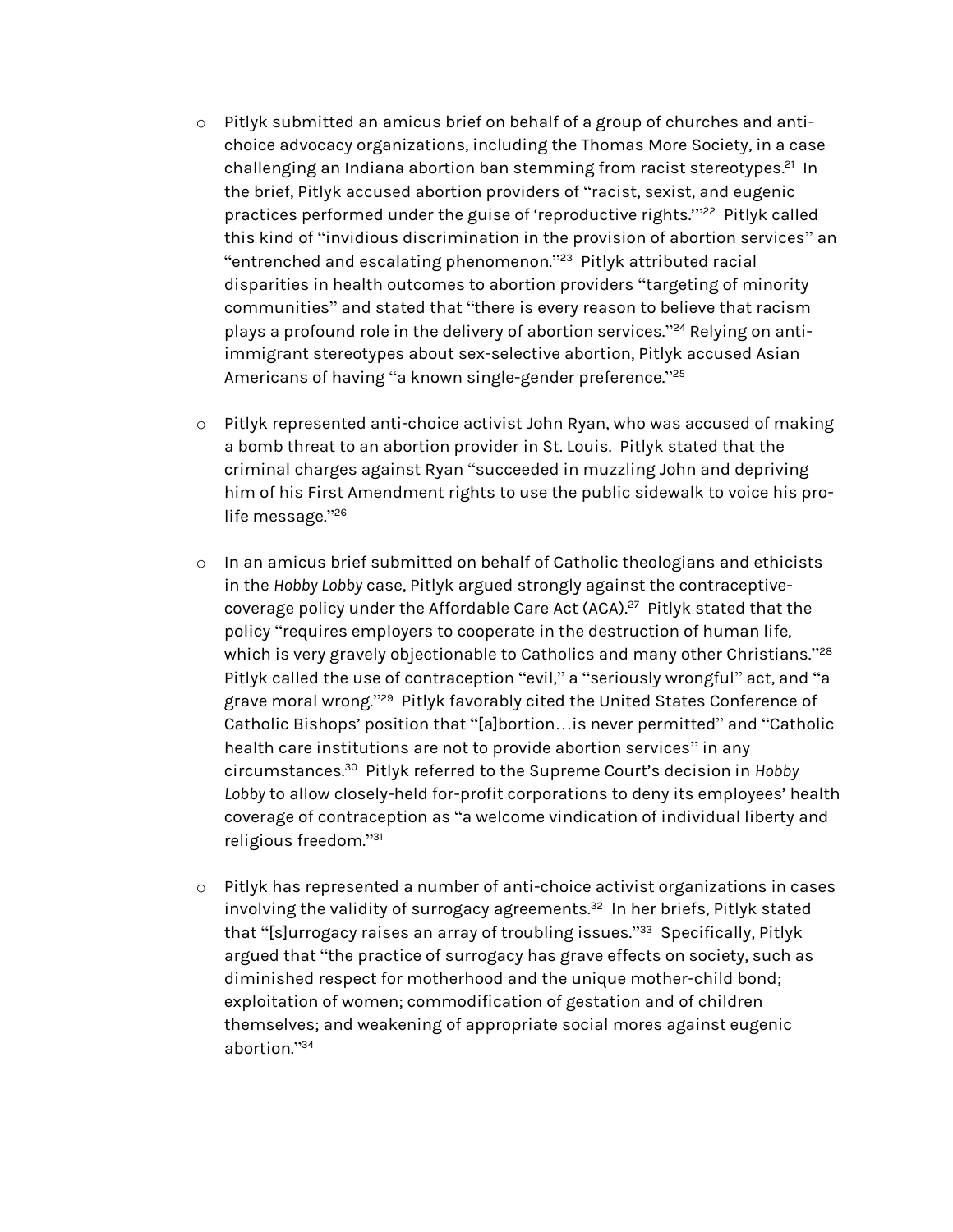- Pitlyk submitted an amicus brief on behalf of a group of churches and anti-choice advocacy organizations, including the Thomas More Society, in a case challenging an Indiana abortion ban stemming from racist stereotypes.[21] In the brief, Pitlyk accused abortion providers of "racist, sexist, and eugenic practices performed under the guise of 'reproductive rights.'"[22] Pitlyk called this kind of "invidious discrimination in the provision of abortion services" an "entrenched and escalating phenomenon."[23] Pitlyk attributed racial disparities in health outcomes to abortion providers "targeting of minority communities" and stated that "there is every reason to believe that racism plays a profound role in the delivery of abortion services."[24] Relying on anti-immigrant stereotypes about sex-selective abortion, Pitlyk accused Asian Americans of having "a known single-gender preference."[25]

- Pitlyk represented anti-choice activist John Ryan, who was accused of making a bomb threat to an abortion provider in St. Louis. Pitlyk stated that the criminal charges against Ryan "succeeded in muzzling John and depriving him of his First Amendment rights to use the public sidewalk to voice his pro-life message."[26]

- In an amicus brief submitted on behalf of Catholic theologians and ethicists in the *Hobby Lobby* case, Pitlyk argued strongly against the contraceptive-coverage policy under the Affordable Care Act (ACA).[27] Pitlyk stated that the policy "requires employers to cooperate in the destruction of human life, which is very gravely objectionable to Catholics and many other Christians."[28] Pitlyk called the use of contraception "evil," a "seriously wrongful" act, and "a grave moral wrong."[29] Pitlyk favorably cited the United States Conference of Catholic Bishops' position that "[a]bortion…is never permitted" and "Catholic health care institutions are not to provide abortion services" in any circumstances.[30] Pitlyk referred to the Supreme Court's decision in *Hobby Lobby* to allow closely-held for-profit corporations to deny its employees' health coverage of contraception as "a welcome vindication of individual liberty and religious freedom."[31]

- Pitlyk has represented a number of anti-choice activist organizations in cases involving the validity of surrogacy agreements.[32] In her briefs, Pitlyk stated that "[s]urrogacy raises an array of troubling issues."[33] Specifically, Pitlyk argued that "the practice of surrogacy has grave effects on society, such as diminished respect for motherhood and the unique mother-child bond; exploitation of women; commodification of gestation and of children themselves; and weakening of appropriate social mores against eugenic abortion."[34]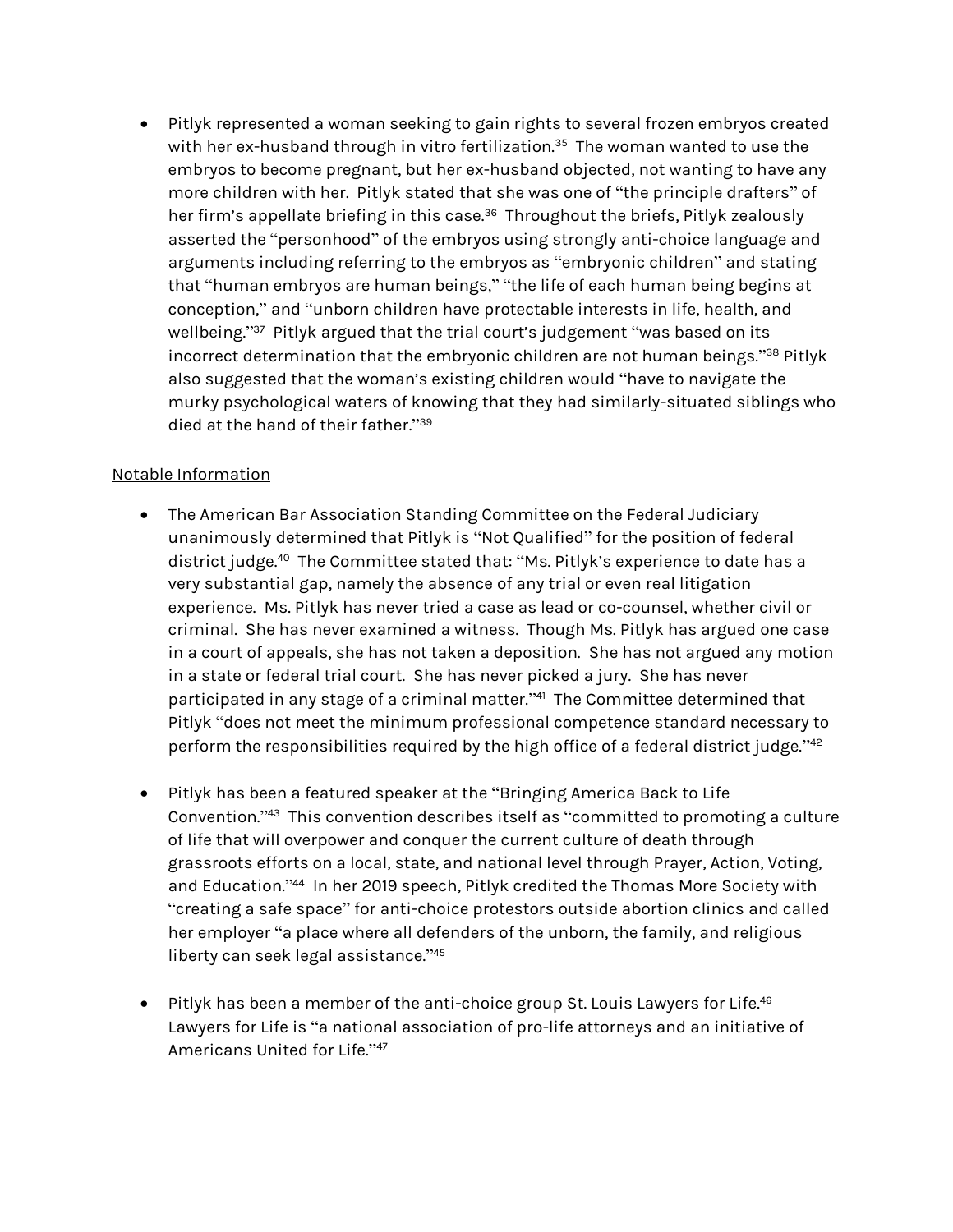- Pitlyk represented a woman seeking to gain rights to several frozen embryos created with her ex-husband through in vitro fertilization.[35] The woman wanted to use the embryos to become pregnant, but her ex-husband objected, not wanting to have any more children with her. Pitlyk stated that she was one of "the principle drafters" of her firm's appellate briefing in this case.[36] Throughout the briefs, Pitlyk zealously asserted the "personhood" of the embryos using strongly anti-choice language and arguments including referring to the embryos as "embryonic children" and stating that "human embryos are human beings," "the life of each human being begins at conception," and "unborn children have protectable interests in life, health, and wellbeing."[37] Pitlyk argued that the trial court's judgement "was based on its incorrect determination that the embryonic children are not human beings."[38] Pitlyk also suggested that the woman's existing children would "have to navigate the murky psychological waters of knowing that they had similarly-situated siblings who died at the hand of their father."[39]

<u>Notable Information</u>

- The American Bar Association Standing Committee on the Federal Judiciary unanimously determined that Pitlyk is "Not Qualified" for the position of federal district judge.[40] The Committee stated that: "Ms. Pitlyk's experience to date has a very substantial gap, namely the absence of any trial or even real litigation experience. Ms. Pitlyk has never tried a case as lead or co-counsel, whether civil or criminal. She has never examined a witness. Though Ms. Pitlyk has argued one case in a court of appeals, she has not taken a deposition. She has not argued any motion in a state or federal trial court. She has never picked a jury. She has never participated in any stage of a criminal matter."[41] The Committee determined that Pitlyk "does not meet the minimum professional competence standard necessary to perform the responsibilities required by the high office of a federal district judge."[42]

- Pitlyk has been a featured speaker at the "Bringing America Back to Life Convention."[43] This convention describes itself as "committed to promoting a culture of life that will overpower and conquer the current culture of death through grassroots efforts on a local, state, and national level through Prayer, Action, Voting, and Education."[44] In her 2019 speech, Pitlyk credited the Thomas More Society with "creating a safe space" for anti-choice protestors outside abortion clinics and called her employer "a place where all defenders of the unborn, the family, and religious liberty can seek legal assistance."[45]

- Pitlyk has been a member of the anti-choice group St. Louis Lawyers for Life.[46] Lawyers for Life is "a national association of pro-life attorneys and an initiative of Americans United for Life."[47]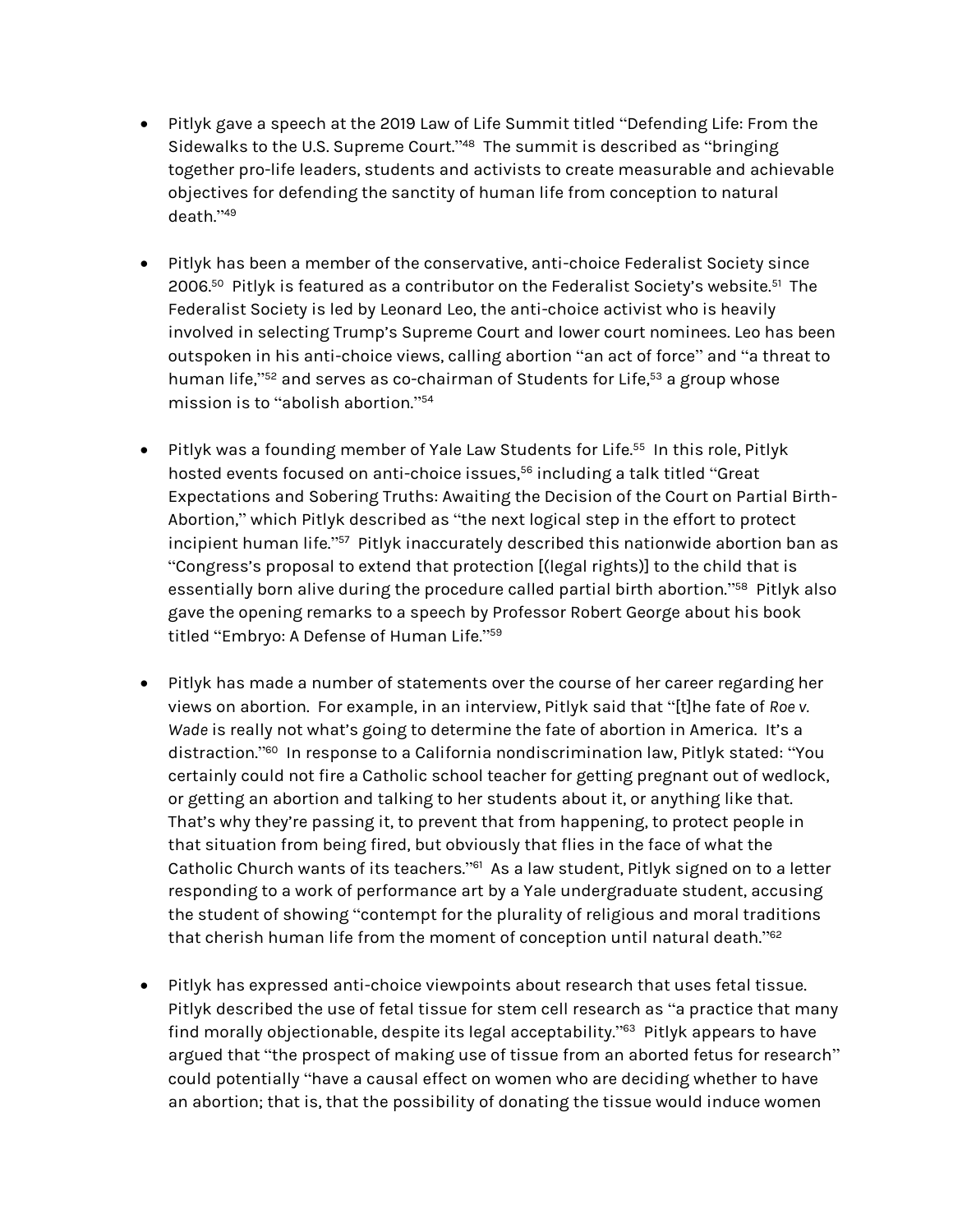- Pitlyk gave a speech at the 2019 Law of Life Summit titled "Defending Life: From the Sidewalks to the U.S. Supreme Court."[48] The summit is described as "bringing together pro-life leaders, students and activists to create measurable and achievable objectives for defending the sanctity of human life from conception to natural death."[49]

- Pitlyk has been a member of the conservative, anti-choice Federalist Society since 2006.[50] Pitlyk is featured as a contributor on the Federalist Society's website.[51] The Federalist Society is led by Leonard Leo, the anti-choice activist who is heavily involved in selecting Trump's Supreme Court and lower court nominees. Leo has been outspoken in his anti-choice views, calling abortion "an act of force" and "a threat to human life,"[52] and serves as co-chairman of Students for Life,[53] a group whose mission is to "abolish abortion."[54]

- Pitlyk was a founding member of Yale Law Students for Life.[55] In this role, Pitlyk hosted events focused on anti-choice issues,[56] including a talk titled "Great Expectations and Sobering Truths: Awaiting the Decision of the Court on Partial Birth-Abortion," which Pitlyk described as "the next logical step in the effort to protect incipient human life."[57] Pitlyk inaccurately described this nationwide abortion ban as "Congress's proposal to extend that protection [(legal rights)] to the child that is essentially born alive during the procedure called partial birth abortion."[58] Pitlyk also gave the opening remarks to a speech by Professor Robert George about his book titled "Embryo: A Defense of Human Life."[59]

- Pitlyk has made a number of statements over the course of her career regarding her views on abortion. For example, in an interview, Pitlyk said that "[t]he fate of *Roe v. Wade* is really not what's going to determine the fate of abortion in America. It's a distraction."[60] In response to a California nondiscrimination law, Pitlyk stated: "You certainly could not fire a Catholic school teacher for getting pregnant out of wedlock, or getting an abortion and talking to her students about it, or anything like that. That's why they're passing it, to prevent that from happening, to protect people in that situation from being fired, but obviously that flies in the face of what the Catholic Church wants of its teachers."[61] As a law student, Pitlyk signed on to a letter responding to a work of performance art by a Yale undergraduate student, accusing the student of showing "contempt for the plurality of religious and moral traditions that cherish human life from the moment of conception until natural death."[62]

- Pitlyk has expressed anti-choice viewpoints about research that uses fetal tissue. Pitlyk described the use of fetal tissue for stem cell research as "a practice that many find morally objectionable, despite its legal acceptability."[63] Pitlyk appears to have argued that "the prospect of making use of tissue from an aborted fetus for research" could potentially "have a causal effect on women who are deciding whether to have an abortion; that is, that the possibility of donating the tissue would induce women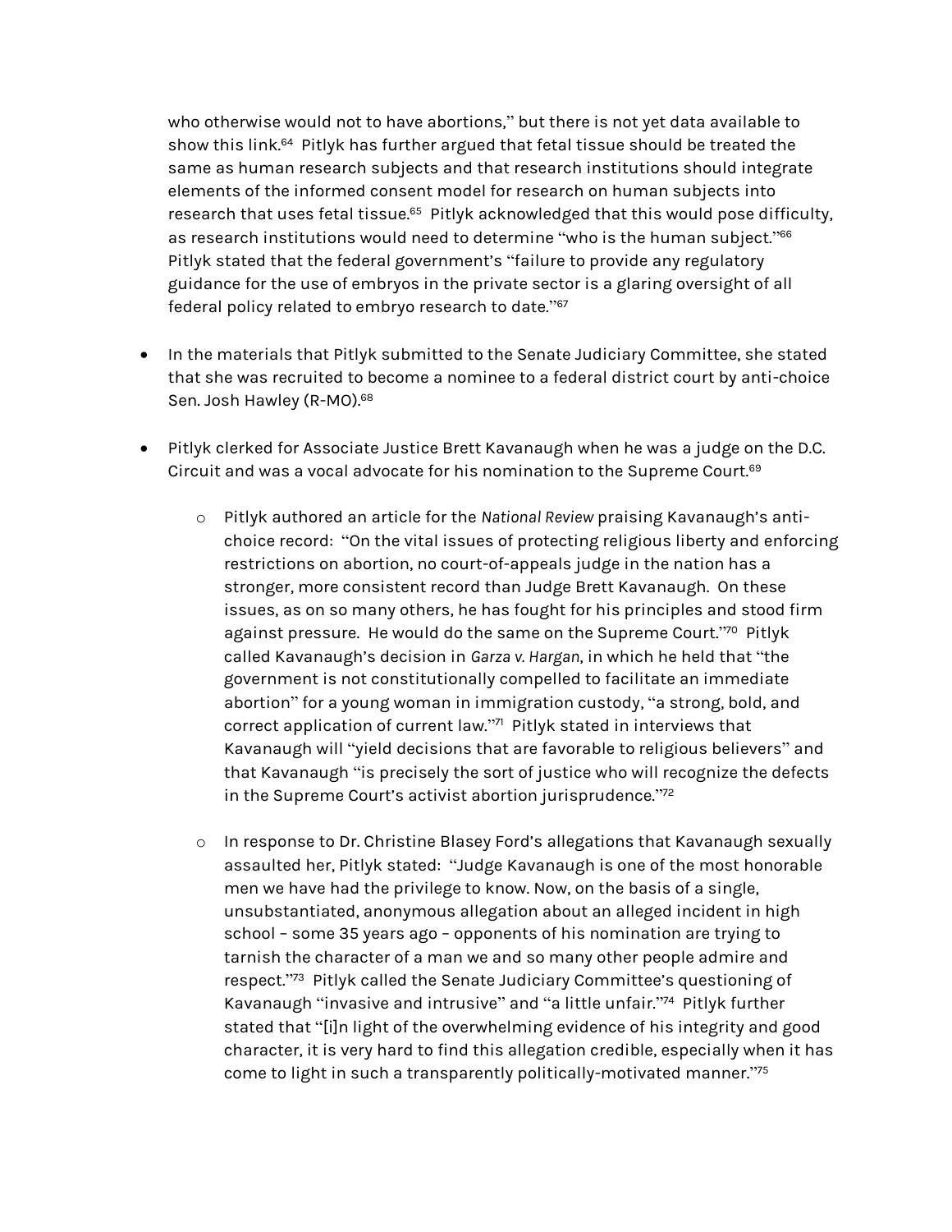who otherwise would not to have abortions," but there is not yet data available to show this link.[64] Pitlyk has further argued that fetal tissue should be treated the same as human research subjects and that research institutions should integrate elements of the informed consent model for research on human subjects into research that uses fetal tissue.[65] Pitlyk acknowledged that this would pose difficulty, as research institutions would need to determine "who is the human subject."[66] Pitlyk stated that the federal government's "failure to provide any regulatory guidance for the use of embryos in the private sector is a glaring oversight of all federal policy related to embryo research to date."[67]

- In the materials that Pitlyk submitted to the Senate Judiciary Committee, she stated that she was recruited to become a nominee to a federal district court by anti-choice Sen. Josh Hawley (R-MO).[68]

- Pitlyk clerked for Associate Justice Brett Kavanaugh when he was a judge on the D.C. Circuit and was a vocal advocate for his nomination to the Supreme Court.[69]

    - Pitlyk authored an article for the *National Review* praising Kavanaugh's anti-choice record: "On the vital issues of protecting religious liberty and enforcing restrictions on abortion, no court-of-appeals judge in the nation has a stronger, more consistent record than Judge Brett Kavanaugh. On these issues, as on so many others, he has fought for his principles and stood firm against pressure. He would do the same on the Supreme Court."[70] Pitlyk called Kavanaugh's decision in *Garza v. Hargan*, in which he held that "the government is not constitutionally compelled to facilitate an immediate abortion" for a young woman in immigration custody, "a strong, bold, and correct application of current law."[71] Pitlyk stated in interviews that Kavanaugh will "yield decisions that are favorable to religious believers" and that Kavanaugh "is precisely the sort of justice who will recognize the defects in the Supreme Court's activist abortion jurisprudence."[72]

    - In response to Dr. Christine Blasey Ford's allegations that Kavanaugh sexually assaulted her, Pitlyk stated: "Judge Kavanaugh is one of the most honorable men we have had the privilege to know. Now, on the basis of a single, unsubstantiated, anonymous allegation about an alleged incident in high school – some 35 years ago – opponents of his nomination are trying to tarnish the character of a man we and so many other people admire and respect."[73] Pitlyk called the Senate Judiciary Committee's questioning of Kavanaugh "invasive and intrusive" and "a little unfair."[74] Pitlyk further stated that "[i]n light of the overwhelming evidence of his integrity and good character, it is very hard to find this allegation credible, especially when it has come to light in such a transparently politically-motivated manner."[75]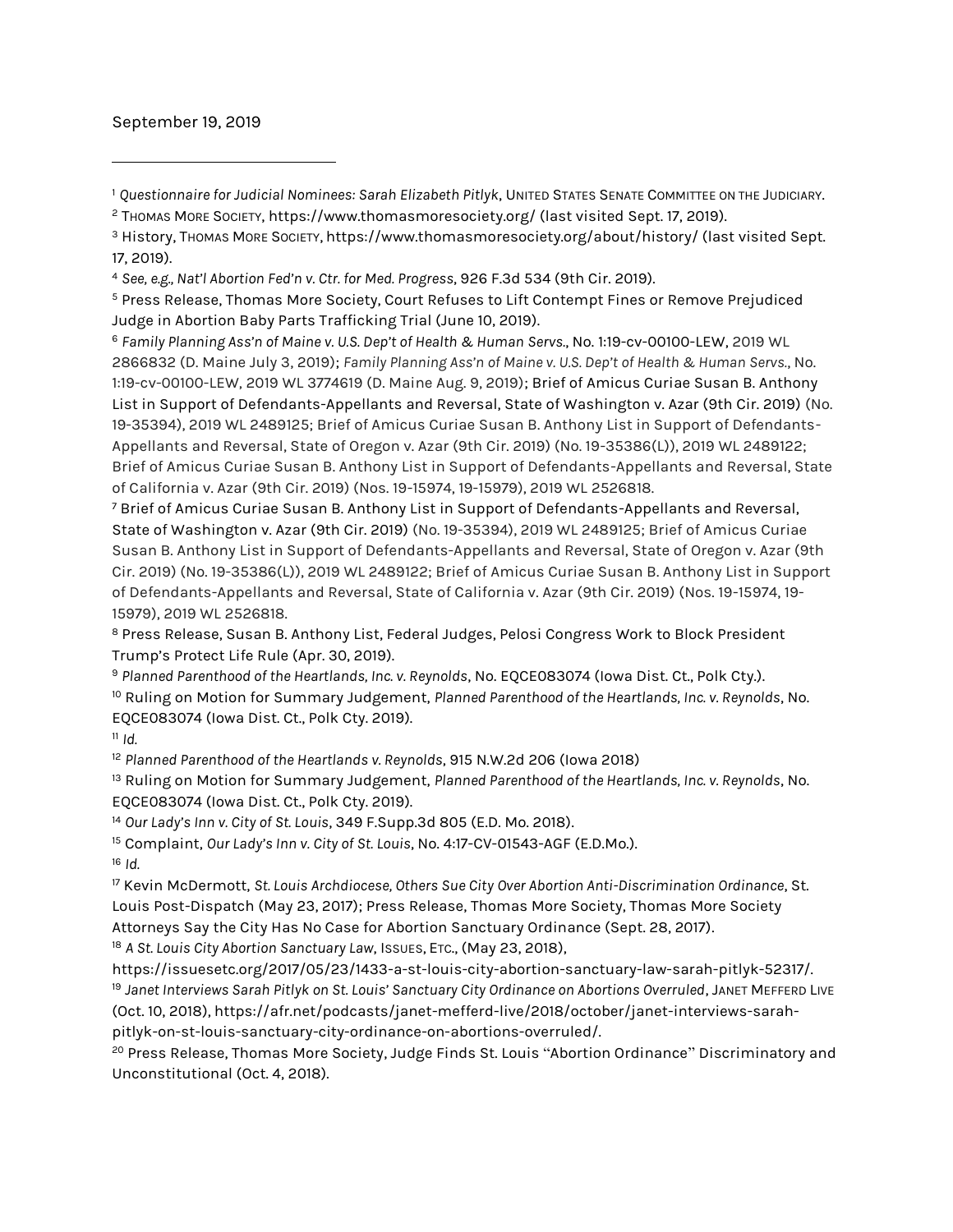September 19, 2019

---

[1] *Questionnaire for Judicial Nominees: Sarah Elizabeth Pitlyk*, UNITED STATES SENATE COMMITTEE ON THE JUDICIARY.

[2] THOMAS MORE SOCIETY, https://www.thomasmoresociety.org/ (last visited Sept. 17, 2019).

[3] History, THOMAS MORE SOCIETY, https://www.thomasmoresociety.org/about/history/ (last visited Sept. 17, 2019).

[4] *See, e.g., Nat'l Abortion Fed'n v. Ctr. for Med. Progress*, 926 F.3d 534 (9th Cir. 2019).

[5] Press Release, Thomas More Society, Court Refuses to Lift Contempt Fines or Remove Prejudiced Judge in Abortion Baby Parts Trafficking Trial (June 10, 2019).

[6] *Family Planning Ass'n of Maine v. U.S. Dep't of Health & Human Servs.*, No. 1:19-cv-00100-LEW, 2019 WL 2866832 (D. Maine July 3, 2019); *Family Planning Ass'n of Maine v. U.S. Dep't of Health & Human Servs.*, No. 1:19-cv-00100-LEW, 2019 WL 3774619 (D. Maine Aug. 9, 2019); Brief of Amicus Curiae Susan B. Anthony List in Support of Defendants-Appellants and Reversal, State of Washington v. Azar (9th Cir. 2019) (No. 19-35394), 2019 WL 2489125; Brief of Amicus Curiae Susan B. Anthony List in Support of Defendants-Appellants and Reversal, State of Oregon v. Azar (9th Cir. 2019) (No. 19-35386(L)), 2019 WL 2489122; Brief of Amicus Curiae Susan B. Anthony List in Support of Defendants-Appellants and Reversal, State of California v. Azar (9th Cir. 2019) (Nos. 19-15974, 19-15979), 2019 WL 2526818.

[7] Brief of Amicus Curiae Susan B. Anthony List in Support of Defendants-Appellants and Reversal, State of Washington v. Azar (9th Cir. 2019) (No. 19-35394), 2019 WL 2489125; Brief of Amicus Curiae Susan B. Anthony List in Support of Defendants-Appellants and Reversal, State of Oregon v. Azar (9th Cir. 2019) (No. 19-35386(L)), 2019 WL 2489122; Brief of Amicus Curiae Susan B. Anthony List in Support of Defendants-Appellants and Reversal, State of California v. Azar (9th Cir. 2019) (Nos. 19-15974, 19-15979), 2019 WL 2526818.

[8] Press Release, Susan B. Anthony List, Federal Judges, Pelosi Congress Work to Block President Trump's Protect Life Rule (Apr. 30, 2019).

[9] *Planned Parenthood of the Heartlands, Inc. v. Reynolds*, No. EQCE083074 (Iowa Dist. Ct., Polk Cty.).

[10] Ruling on Motion for Summary Judgement, *Planned Parenthood of the Heartlands, Inc. v. Reynolds*, No. EQCE083074 (Iowa Dist. Ct., Polk Cty. 2019).

[11] *Id.*

[12] *Planned Parenthood of the Heartlands v. Reynolds*, 915 N.W.2d 206 (Iowa 2018)

[13] Ruling on Motion for Summary Judgement, *Planned Parenthood of the Heartlands, Inc. v. Reynolds*, No. EQCE083074 (Iowa Dist. Ct., Polk Cty. 2019).

[14] *Our Lady's Inn v. City of St. Louis*, 349 F.Supp.3d 805 (E.D. Mo. 2018).

[15] Complaint, *Our Lady's Inn v. City of St. Louis*, No. 4:17-CV-01543-AGF (E.D.Mo.).

[16] *Id.*

[17] Kevin McDermott, *St. Louis Archdiocese, Others Sue City Over Abortion Anti-Discrimination Ordinance*, St. Louis Post-Dispatch (May 23, 2017); Press Release, Thomas More Society, Thomas More Society Attorneys Say the City Has No Case for Abortion Sanctuary Ordinance (Sept. 28, 2017).

[18] *A St. Louis City Abortion Sanctuary Law*, ISSUES, ETC., (May 23, 2018), https://issuesetc.org/2017/05/23/1433-a-st-louis-city-abortion-sanctuary-law-sarah-pitlyk-52317/.

[19] *Janet Interviews Sarah Pitlyk on St. Louis' Sanctuary City Ordinance on Abortions Overruled*, JANET MEFFERD LIVE (Oct. 10, 2018), https://afr.net/podcasts/janet-mefferd-live/2018/october/janet-interviews-sarah-pitlyk-on-st-louis-sanctuary-city-ordinance-on-abortions-overruled/.

[20] Press Release, Thomas More Society, Judge Finds St. Louis "Abortion Ordinance" Discriminatory and Unconstitutional (Oct. 4, 2018).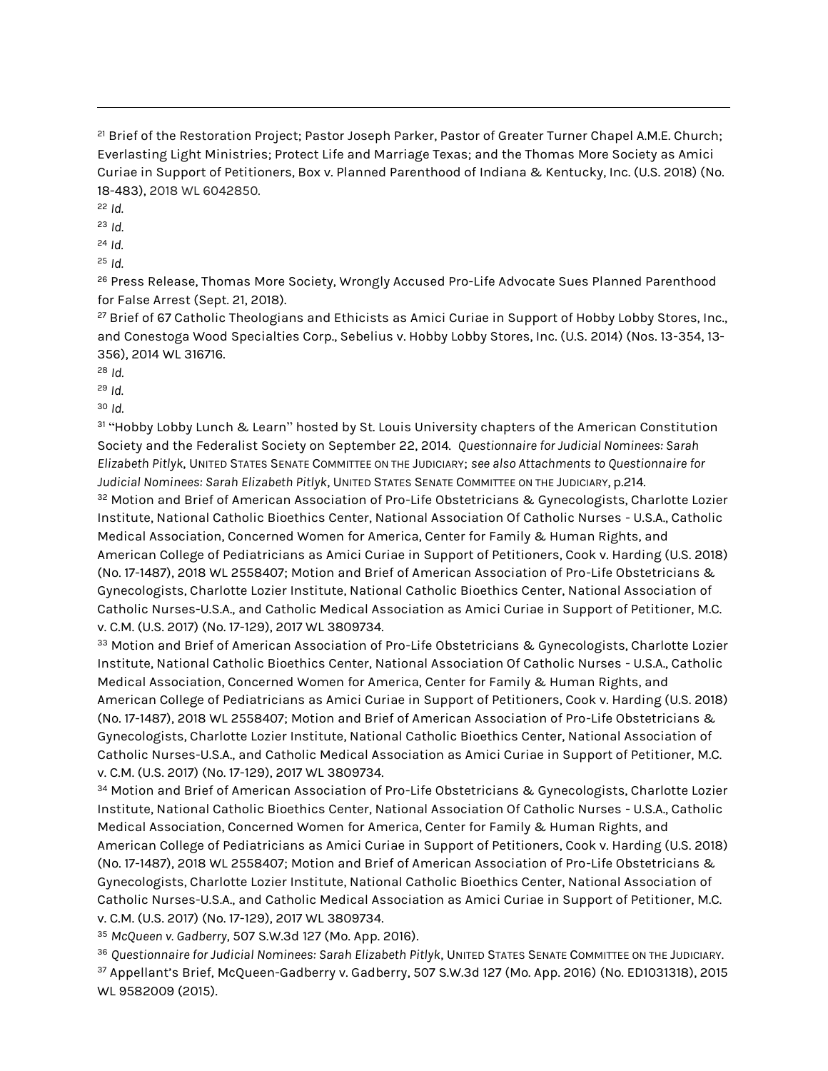---

[21] Brief of the Restoration Project; Pastor Joseph Parker, Pastor of Greater Turner Chapel A.M.E. Church; Everlasting Light Ministries; Protect Life and Marriage Texas; and the Thomas More Society as Amici Curiae in Support of Petitioners, Box v. Planned Parenthood of Indiana & Kentucky, Inc. (U.S. 2018) (No. 18-483), 2018 WL 6042850.

[22] *Id.*

[23] *Id.*

[24] *Id.*

[25] *Id.*

[26] Press Release, Thomas More Society, Wrongly Accused Pro-Life Advocate Sues Planned Parenthood for False Arrest (Sept. 21, 2018).

[27] Brief of 67 Catholic Theologians and Ethicists as Amici Curiae in Support of Hobby Lobby Stores, Inc., and Conestoga Wood Specialties Corp., Sebelius v. Hobby Lobby Stores, Inc. (U.S. 2014) (Nos. 13-354, 13-356), 2014 WL 316716.

[28] *Id.*

[29] *Id.*

[30] *Id.*

[31] "Hobby Lobby Lunch & Learn" hosted by St. Louis University chapters of the American Constitution Society and the Federalist Society on September 22, 2014. *Questionnaire for Judicial Nominees: Sarah Elizabeth Pitlyk*, UNITED STATES SENATE COMMITTEE ON THE JUDICIARY; *see also Attachments to Questionnaire for Judicial Nominees: Sarah Elizabeth Pitlyk*, UNITED STATES SENATE COMMITTEE ON THE JUDICIARY, p.214.

[32] Motion and Brief of American Association of Pro-Life Obstetricians & Gynecologists, Charlotte Lozier Institute, National Catholic Bioethics Center, National Association Of Catholic Nurses - U.S.A., Catholic Medical Association, Concerned Women for America, Center for Family & Human Rights, and American College of Pediatricians as Amici Curiae in Support of Petitioners, Cook v. Harding (U.S. 2018) (No. 17-1487), 2018 WL 2558407; Motion and Brief of American Association of Pro-Life Obstetricians & Gynecologists, Charlotte Lozier Institute, National Catholic Bioethics Center, National Association of Catholic Nurses-U.S.A., and Catholic Medical Association as Amici Curiae in Support of Petitioner, M.C. v. C.M. (U.S. 2017) (No. 17-129), 2017 WL 3809734.

[33] Motion and Brief of American Association of Pro-Life Obstetricians & Gynecologists, Charlotte Lozier Institute, National Catholic Bioethics Center, National Association Of Catholic Nurses - U.S.A., Catholic Medical Association, Concerned Women for America, Center for Family & Human Rights, and American College of Pediatricians as Amici Curiae in Support of Petitioners, Cook v. Harding (U.S. 2018) (No. 17-1487), 2018 WL 2558407; Motion and Brief of American Association of Pro-Life Obstetricians & Gynecologists, Charlotte Lozier Institute, National Catholic Bioethics Center, National Association of Catholic Nurses-U.S.A., and Catholic Medical Association as Amici Curiae in Support of Petitioner, M.C. v. C.M. (U.S. 2017) (No. 17-129), 2017 WL 3809734.

[34] Motion and Brief of American Association of Pro-Life Obstetricians & Gynecologists, Charlotte Lozier Institute, National Catholic Bioethics Center, National Association Of Catholic Nurses - U.S.A., Catholic Medical Association, Concerned Women for America, Center for Family & Human Rights, and American College of Pediatricians as Amici Curiae in Support of Petitioners, Cook v. Harding (U.S. 2018) (No. 17-1487), 2018 WL 2558407; Motion and Brief of American Association of Pro-Life Obstetricians & Gynecologists, Charlotte Lozier Institute, National Catholic Bioethics Center, National Association of Catholic Nurses-U.S.A., and Catholic Medical Association as Amici Curiae in Support of Petitioner, M.C. v. C.M. (U.S. 2017) (No. 17-129), 2017 WL 3809734.

[35] *McQueen v. Gadberry*, 507 S.W.3d 127 (Mo. App. 2016).

[36] *Questionnaire for Judicial Nominees: Sarah Elizabeth Pitlyk*, UNITED STATES SENATE COMMITTEE ON THE JUDICIARY.

[37] Appellant's Brief, McQueen-Gadberry v. Gadberry, 507 S.W.3d 127 (Mo. App. 2016) (No. ED1031318), 2015 WL 9582009 (2015).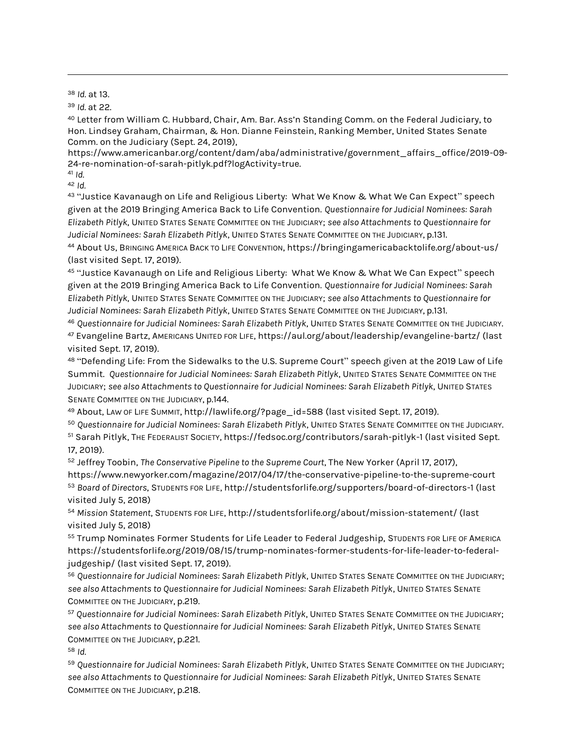[38] *Id.* at 13.

[39] *Id.* at 22.

[40] Letter from William C. Hubbard, Chair, Am. Bar. Ass'n Standing Comm. on the Federal Judiciary, to Hon. Lindsey Graham, Chairman, & Hon. Dianne Feinstein, Ranking Member, United States Senate Comm. on the Judiciary (Sept. 24, 2019), https://www.americanbar.org/content/dam/aba/administrative/government_affairs_office/2019-09-24-re-nomination-of-sarah-pitlyk.pdf?logActivity=true.

[41] *Id.*

[42] *Id.*

[43] "Justice Kavanaugh on Life and Religious Liberty: What We Know & What We Can Expect" speech given at the 2019 Bringing America Back to Life Convention. *Questionnaire for Judicial Nominees: Sarah Elizabeth Pitlyk*, UNITED STATES SENATE COMMITTEE ON THE JUDICIARY; *see also Attachments to Questionnaire for Judicial Nominees: Sarah Elizabeth Pitlyk*, UNITED STATES SENATE COMMITTEE ON THE JUDICIARY, p.131.

[44] About Us, BRINGING AMERICA BACK TO LIFE CONVENTION, https://bringingamericabacktolife.org/about-us/ (last visited Sept. 17, 2019).

[45] "Justice Kavanaugh on Life and Religious Liberty: What We Know & What We Can Expect" speech given at the 2019 Bringing America Back to Life Convention. *Questionnaire for Judicial Nominees: Sarah Elizabeth Pitlyk*, UNITED STATES SENATE COMMITTEE ON THE JUDICIARY; *see also Attachments to Questionnaire for Judicial Nominees: Sarah Elizabeth Pitlyk*, UNITED STATES SENATE COMMITTEE ON THE JUDICIARY, p.131.

[46] *Questionnaire for Judicial Nominees: Sarah Elizabeth Pitlyk*, UNITED STATES SENATE COMMITTEE ON THE JUDICIARY.

[47] Evangeline Bartz, AMERICANS UNITED FOR LIFE, https://aul.org/about/leadership/evangeline-bartz/ (last visited Sept. 17, 2019).

[48] "Defending Life: From the Sidewalks to the U.S. Supreme Court" speech given at the 2019 Law of Life Summit. *Questionnaire for Judicial Nominees: Sarah Elizabeth Pitlyk*, UNITED STATES SENATE COMMITTEE ON THE JUDICIARY; *see also Attachments to Questionnaire for Judicial Nominees: Sarah Elizabeth Pitlyk*, UNITED STATES SENATE COMMITTEE ON THE JUDICIARY, p.144.

[49] About, LAW OF LIFE SUMMIT, http://lawlife.org/?page_id=588 (last visited Sept. 17, 2019).

[50] *Questionnaire for Judicial Nominees: Sarah Elizabeth Pitlyk*, UNITED STATES SENATE COMMITTEE ON THE JUDICIARY.

[51] Sarah Pitlyk, THE FEDERALIST SOCIETY, https://fedsoc.org/contributors/sarah-pitlyk-1 (last visited Sept. 17, 2019).

[52] Jeffrey Toobin, *The Conservative Pipeline to the Supreme Court*, The New Yorker (April 17, 2017), https://www.newyorker.com/magazine/2017/04/17/the-conservative-pipeline-to-the-supreme-court

[53] *Board of Directors*, STUDENTS FOR LIFE, http://studentsforlife.org/supporters/board-of-directors-1 (last visited July 5, 2018)

[54] *Mission Statement*, STUDENTS FOR LIFE, http://studentsforlife.org/about/mission-statement/ (last visited July 5, 2018)

[55] Trump Nominates Former Students for Life Leader to Federal Judgeship, STUDENTS FOR LIFE OF AMERICA https://studentsforlife.org/2019/08/15/trump-nominates-former-students-for-life-leader-to-federal-judgeship/ (last visited Sept. 17, 2019).

[56] *Questionnaire for Judicial Nominees: Sarah Elizabeth Pitlyk*, UNITED STATES SENATE COMMITTEE ON THE JUDICIARY; *see also Attachments to Questionnaire for Judicial Nominees: Sarah Elizabeth Pitlyk*, UNITED STATES SENATE COMMITTEE ON THE JUDICIARY, p.219.

[57] *Questionnaire for Judicial Nominees: Sarah Elizabeth Pitlyk*, UNITED STATES SENATE COMMITTEE ON THE JUDICIARY; *see also Attachments to Questionnaire for Judicial Nominees: Sarah Elizabeth Pitlyk*, UNITED STATES SENATE COMMITTEE ON THE JUDICIARY, p.221.

[58] *Id.*

[59] *Questionnaire for Judicial Nominees: Sarah Elizabeth Pitlyk*, UNITED STATES SENATE COMMITTEE ON THE JUDICIARY; *see also Attachments to Questionnaire for Judicial Nominees: Sarah Elizabeth Pitlyk*, UNITED STATES SENATE COMMITTEE ON THE JUDICIARY, p.218.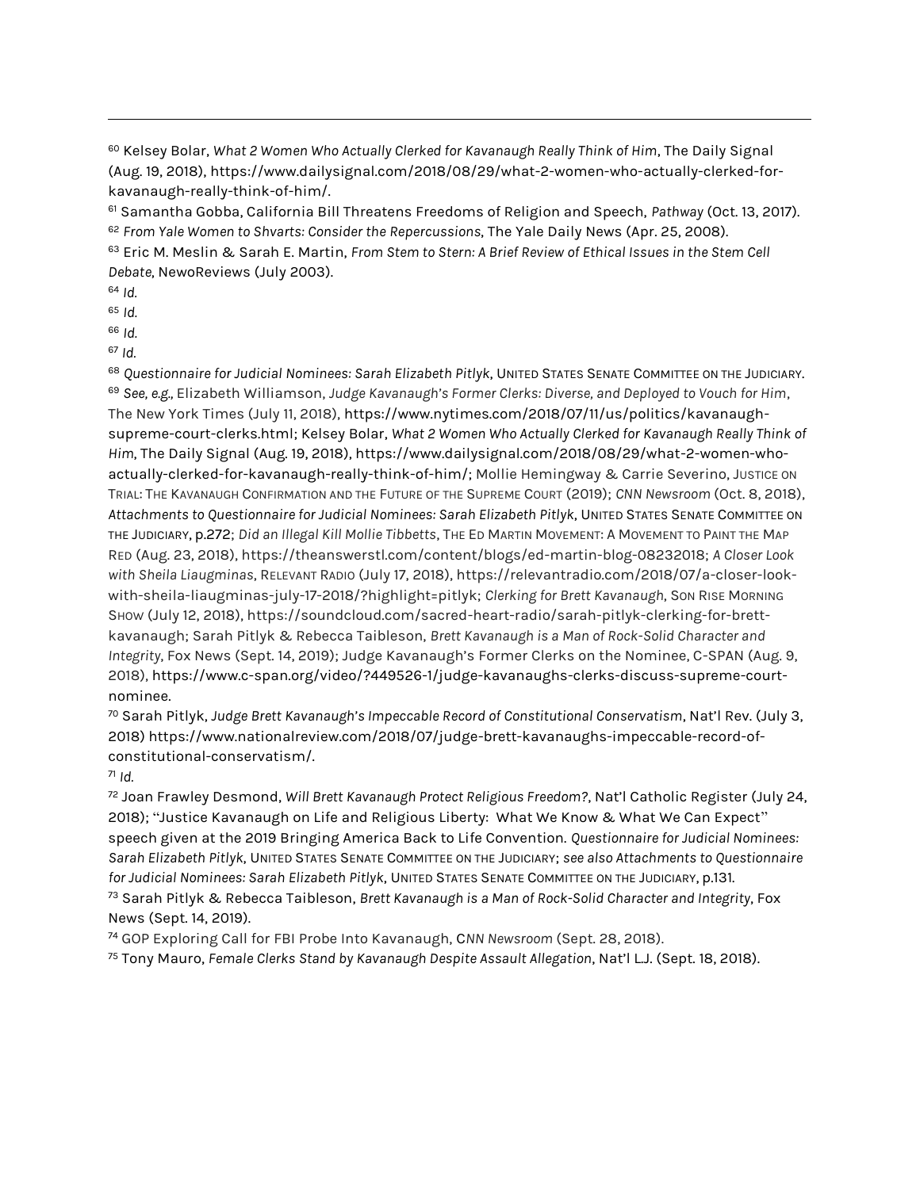[60] Kelsey Bolar, *What 2 Women Who Actually Clerked for Kavanaugh Really Think of Him*, The Daily Signal (Aug. 19, 2018), https://www.dailysignal.com/2018/08/29/what-2-women-who-actually-clerked-for-kavanaugh-really-think-of-him/.

[61] Samantha Gobba, California Bill Threatens Freedoms of Religion and Speech, *Pathway* (Oct. 13, 2017).

[62] *From Yale Women to Shvarts: Consider the Repercussions*, The Yale Daily News (Apr. 25, 2008).

[63] Eric M. Meslin & Sarah E. Martin, *From Stem to Stern: A Brief Review of Ethical Issues in the Stem Cell Debate*, NewoReviews (July 2003).

[64] *Id.*

[65] *Id.*

[66] *Id.*

[67] *Id.*

[68] *Questionnaire for Judicial Nominees: Sarah Elizabeth Pitlyk*, UNITED STATES SENATE COMMITTEE ON THE JUDICIARY.

[69] *See, e.g.,* Elizabeth Williamson, *Judge Kavanaugh's Former Clerks: Diverse, and Deployed to Vouch for Him*, The New York Times (July 11, 2018), https://www.nytimes.com/2018/07/11/us/politics/kavanaugh-supreme-court-clerks.html; Kelsey Bolar, *What 2 Women Who Actually Clerked for Kavanaugh Really Think of Him,* The Daily Signal (Aug. 19, 2018), https://www.dailysignal.com/2018/08/29/what-2-women-who-actually-clerked-for-kavanaugh-really-think-of-him/; Mollie Hemingway & Carrie Severino, JUSTICE ON TRIAL: THE KAVANAUGH CONFIRMATION AND THE FUTURE OF THE SUPREME COURT (2019); *CNN Newsroom* (Oct. 8, 2018), *Attachments to Questionnaire for Judicial Nominees: Sarah Elizabeth Pitlyk*, UNITED STATES SENATE COMMITTEE ON THE JUDICIARY, p.272; *Did an Illegal Kill Mollie Tibbetts*, THE ED MARTIN MOVEMENT: A MOVEMENT TO PAINT THE MAP RED (Aug. 23, 2018), https://theanswerstl.com/content/blogs/ed-martin-blog-08232018; *A Closer Look with Sheila Liaugminas*, RELEVANT RADIO (July 17, 2018), https://relevantradio.com/2018/07/a-closer-look-with-sheila-liaugminas-july-17-2018/?highlight=pitlyk; *Clerking for Brett Kavanaugh*, SON RISE MORNING SHOW (July 12, 2018), https://soundcloud.com/sacred-heart-radio/sarah-pitlyk-clerking-for-brett-kavanaugh; Sarah Pitlyk & Rebecca Taibleson, *Brett Kavanaugh is a Man of Rock-Solid Character and Integrity*, Fox News (Sept. 14, 2019); Judge Kavanaugh's Former Clerks on the Nominee, C-SPAN (Aug. 9, 2018), https://www.c-span.org/video/?449526-1/judge-kavanaughs-clerks-discuss-supreme-court-nominee.

[70] Sarah Pitlyk, *Judge Brett Kavanaugh's Impeccable Record of Constitutional Conservatism*, Nat'l Rev. (July 3, 2018) https://www.nationalreview.com/2018/07/judge-brett-kavanaughs-impeccable-record-of-constitutional-conservatism/.

[71] *Id.*

[72] Joan Frawley Desmond, *Will Brett Kavanaugh Protect Religious Freedom?*, Nat'l Catholic Register (July 24, 2018); "Justice Kavanaugh on Life and Religious Liberty: What We Know & What We Can Expect" speech given at the 2019 Bringing America Back to Life Convention. *Questionnaire for Judicial Nominees: Sarah Elizabeth Pitlyk*, UNITED STATES SENATE COMMITTEE ON THE JUDICIARY; *see also Attachments to Questionnaire for Judicial Nominees: Sarah Elizabeth Pitlyk*, UNITED STATES SENATE COMMITTEE ON THE JUDICIARY, p.131.

[73] Sarah Pitlyk & Rebecca Taibleson, *Brett Kavanaugh is a Man of Rock-Solid Character and Integrity*, Fox News (Sept. 14, 2019).

[74] GOP Exploring Call for FBI Probe Into Kavanaugh, C*NN Newsroom* (Sept. 28, 2018).

[75] Tony Mauro, *Female Clerks Stand by Kavanaugh Despite Assault Allegation*, Nat'l L.J. (Sept. 18, 2018).